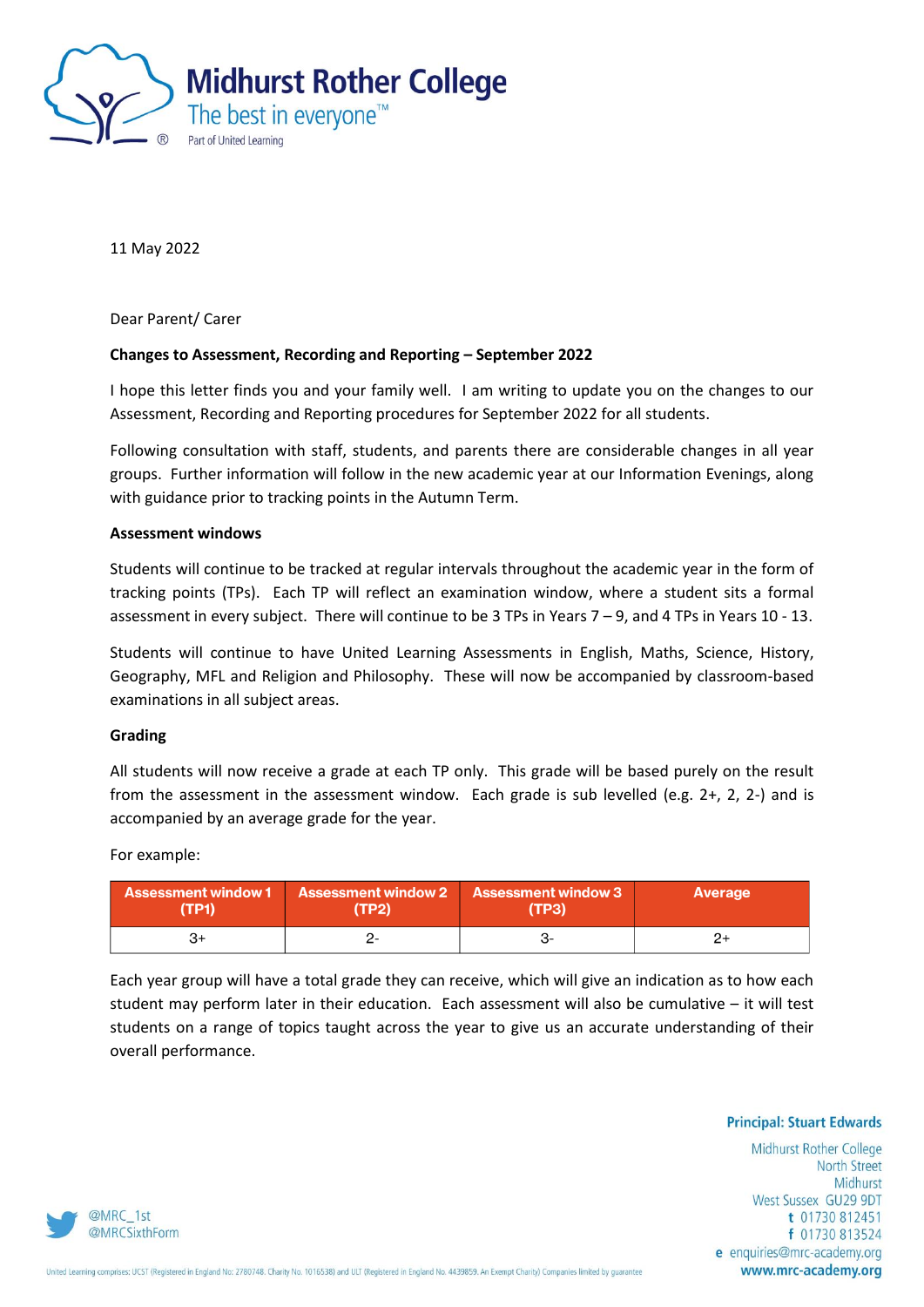# Midhurst Rother College

The best in everyone™

Part of United Learning

11 May 2022

Dear Parent/ Carer

**Changes to Assessment, Recording and Reporting – September 2022**

I hope this letter finds you and your family well. I am writing to update you on the changes to our Assessment, Recording and Reporting procedures for September 2022 for all students.

Following consultation with staff, students, and parents there are considerable changes in all year groups. Further information will follow in the new academic year at our Information Evenings, along with guidance prior to tracking points in the Autumn Term.

**Assessment windows**

Students will continue to be tracked at regular intervals throughout the academic year in the form of tracking points (TPs). Each TP will reflect an examination window, where a student sits a formal assessment in every subject. There will continue to be 3 TPs in Years 7 – 9, and 4 TPs in Years 10 - 13.

Students will continue to have United Learning Assessments in English, Maths, Science, History, Geography, MFL and Religion and Philosophy. These will now be accompanied by classroom-based examinations in all subject areas.

**Grading**

All students will now receive a grade at each TP only. This grade will be based purely on the result from the assessment in the assessment window. Each grade is sub levelled (e.g. 2+, 2, 2-) and is accompanied by an average grade for the year.

For example:

| Assessment window 1 (TP1) | Assessment window 2 (TP2) | Assessment window 3 (TP3) | Average |
|---|---|---|---|
| 3+ | 2- | 3- | 2+ |

Each year group will have a total grade they can receive, which will give an indication as to how each student may perform later in their education. Each assessment will also be cumulative – it will test students on a range of topics taught across the year to give us an accurate understanding of their overall performance.

**Principal: Stuart Edwards**

Midhurst Rother College
North Street
Midhurst
West Sussex GU29 9DT
t 01730 812451
f 01730 813524
e enquiries@mrc-academy.org
www.mrc-academy.org

@MRC_1st
@MRCSixthForm

United Learning comprises: UCST (Registered in England No: 2780748. Charity No. 1016538) and ULT (Registered in England No. 4439859. An Exempt Charity) Companies limited by guarantee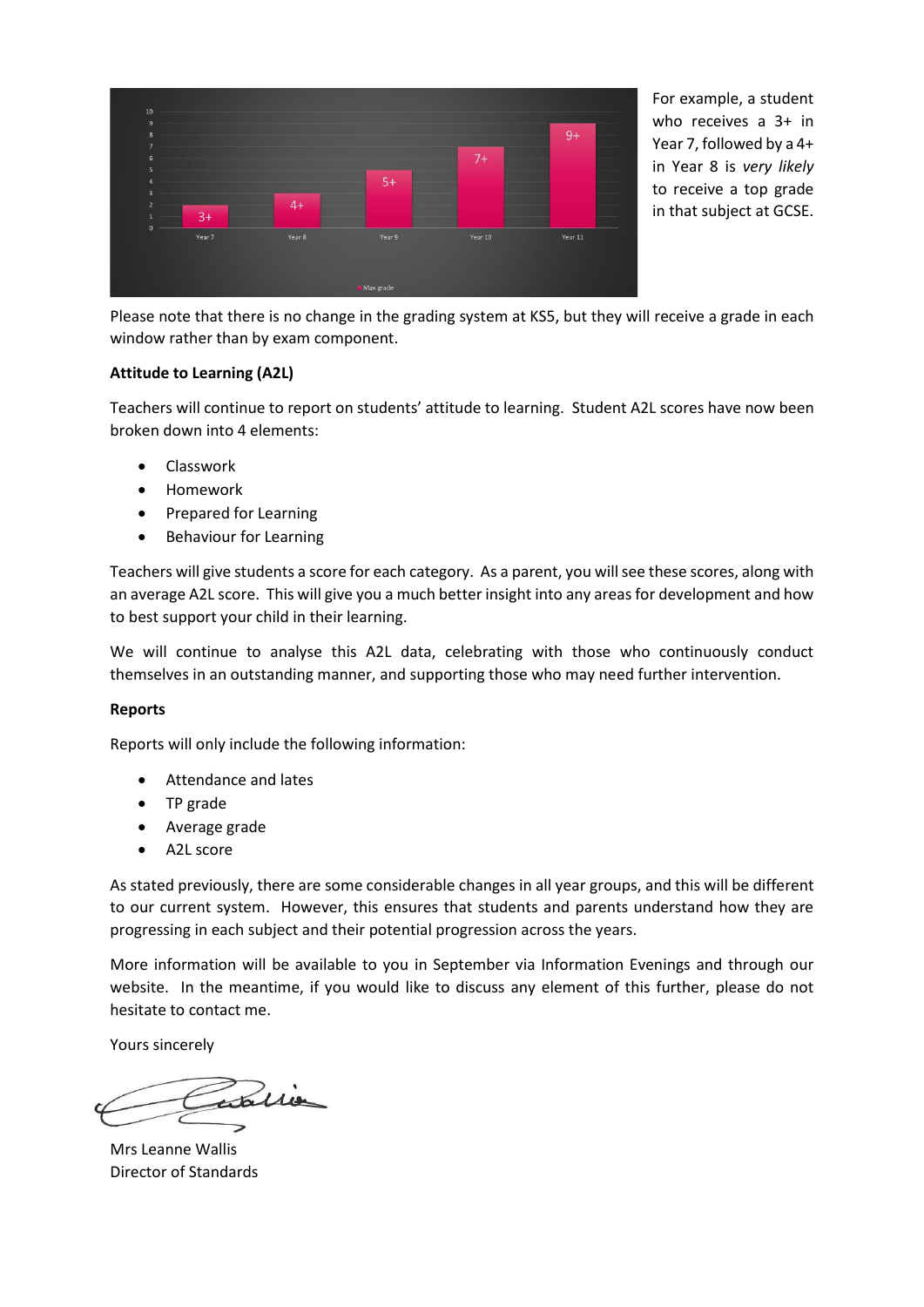10
9
8
7
6
5
4
3
2
1
0

3+
4+
5+
7+
9+

Year 7
Year 8
Year 9
Year 10
Year 11

Max grade

For example, a student who receives a 3+ in Year 7, followed by a 4+ in Year 8 is *very likely* to receive a top grade in that subject at GCSE.

Please note that there is no change in the grading system at KS5, but they will receive a grade in each window rather than by exam component.

**Attitude to Learning (A2L)**

Teachers will continue to report on students' attitude to learning. Student A2L scores have now been broken down into 4 elements:

- Classwork
- Homework
- Prepared for Learning
- Behaviour for Learning

Teachers will give students a score for each category. As a parent, you will see these scores, along with an average A2L score. This will give you a much better insight into any areas for development and how to best support your child in their learning.

We will continue to analyse this A2L data, celebrating with those who continuously conduct themselves in an outstanding manner, and supporting those who may need further intervention.

**Reports**

Reports will only include the following information:

- Attendance and lates
- TP grade
- Average grade
- A2L score

As stated previously, there are some considerable changes in all year groups, and this will be different to our current system. However, this ensures that students and parents understand how they are progressing in each subject and their potential progression across the years.

More information will be available to you in September via Information Evenings and through our website. In the meantime, if you would like to discuss any element of this further, please do not hesitate to contact me.

Yours sincerely

Mrs Leanne Wallis
Director of Standards